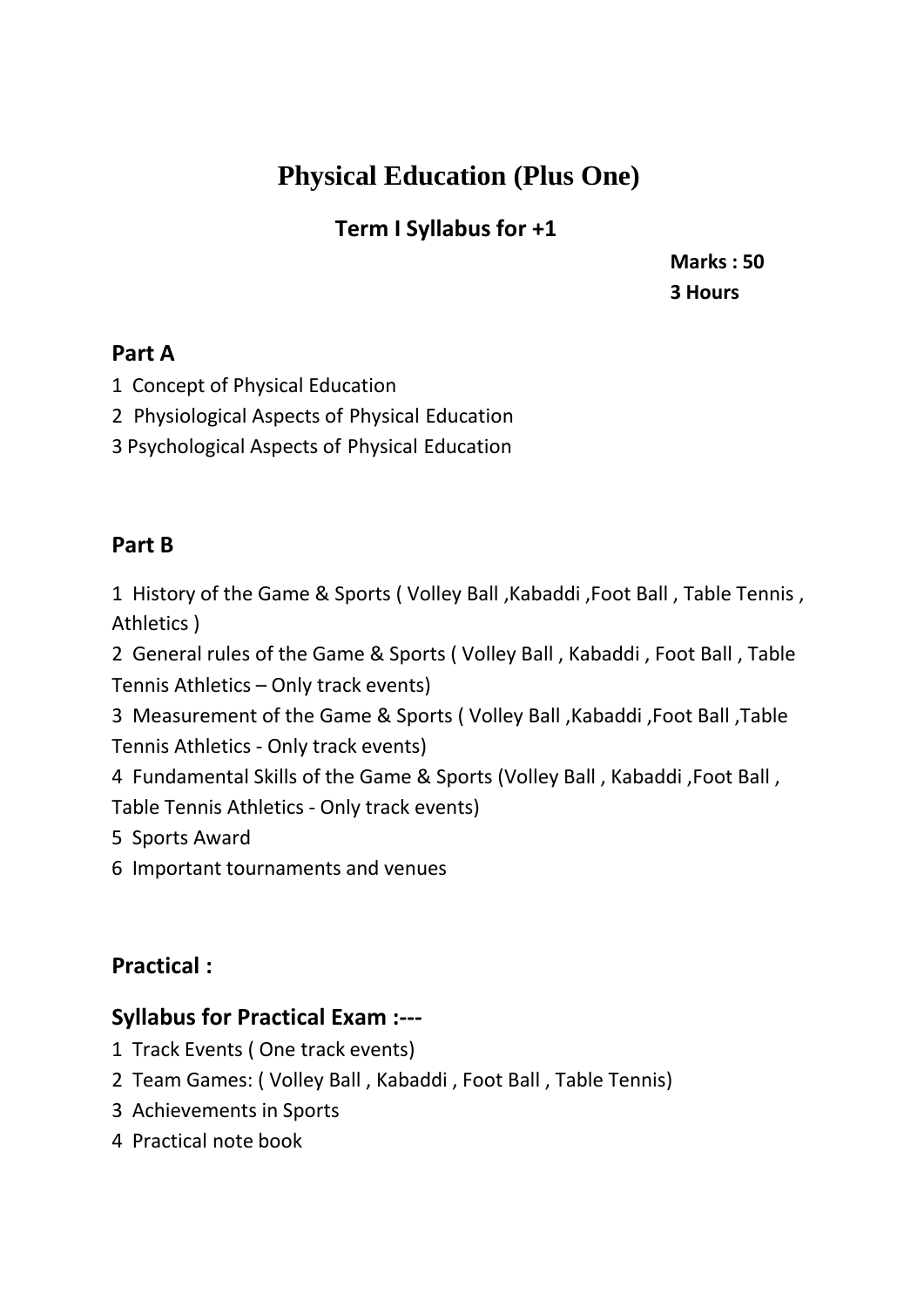# Physical Education (Plus One)

## Term I Syllabus for +1

**Marks : 50**
**3 Hours**

### Part A

1 Concept of Physical Education
2 Physiological Aspects of Physical Education
3 Psychological Aspects of Physical Education

### Part B

1 History of the Game & Sports ( Volley Ball ,Kabaddi ,Foot Ball , Table Tennis , Athletics )
2 General rules of the Game & Sports ( Volley Ball , Kabaddi , Foot Ball , Table Tennis Athletics – Only track events)
3 Measurement of the Game & Sports ( Volley Ball ,Kabaddi ,Foot Ball ,Table Tennis Athletics - Only track events)
4 Fundamental Skills of the Game & Sports (Volley Ball , Kabaddi ,Foot Ball , Table Tennis Athletics - Only track events)
5 Sports Award
6 Important tournaments and venues

### Practical :

### Syllabus for Practical Exam :---

1 Track Events ( One track events)
2 Team Games: ( Volley Ball , Kabaddi , Foot Ball , Table Tennis)
3 Achievements in Sports
4 Practical note book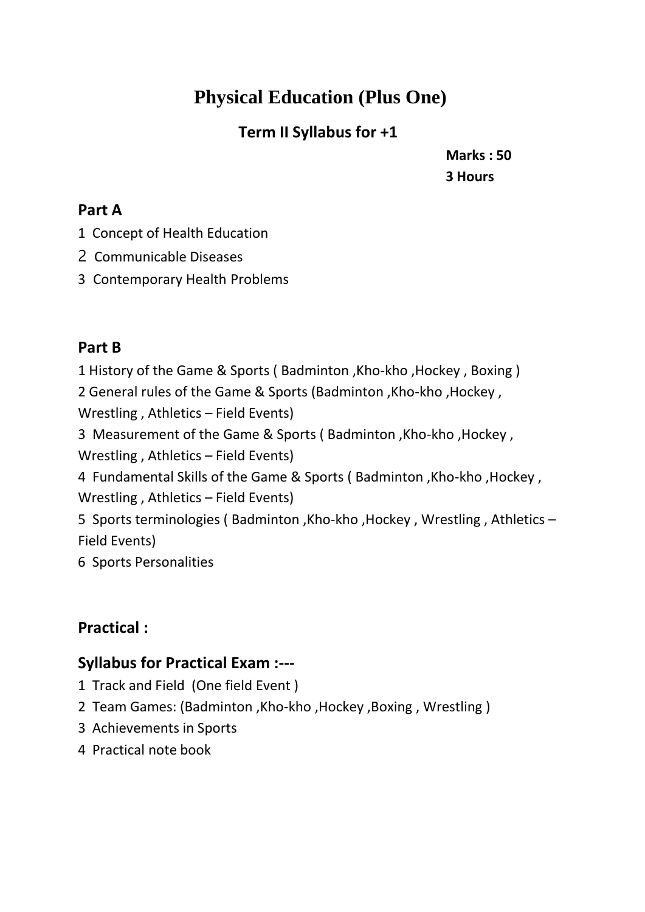# Physical Education (Plus One)

## Term II Syllabus for +1

**Marks : 50**
**3 Hours**

### Part A

1 Concept of Health Education
2 Communicable Diseases
3 Contemporary Health Problems

### Part B

1 History of the Game & Sports ( Badminton ,Kho-kho ,Hockey , Boxing )
2 General rules of the Game & Sports (Badminton ,Kho-kho ,Hockey , Wrestling , Athletics – Field Events)
3 Measurement of the Game & Sports ( Badminton ,Kho-kho ,Hockey , Wrestling , Athletics – Field Events)
4 Fundamental Skills of the Game & Sports ( Badminton ,Kho-kho ,Hockey , Wrestling , Athletics – Field Events)
5 Sports terminologies ( Badminton ,Kho-kho ,Hockey , Wrestling , Athletics – Field Events)
6 Sports Personalities

### Practical :

### Syllabus for Practical Exam :---

1 Track and Field (One field Event )
2 Team Games: (Badminton ,Kho-kho ,Hockey ,Boxing , Wrestling )
3 Achievements in Sports
4 Practical note book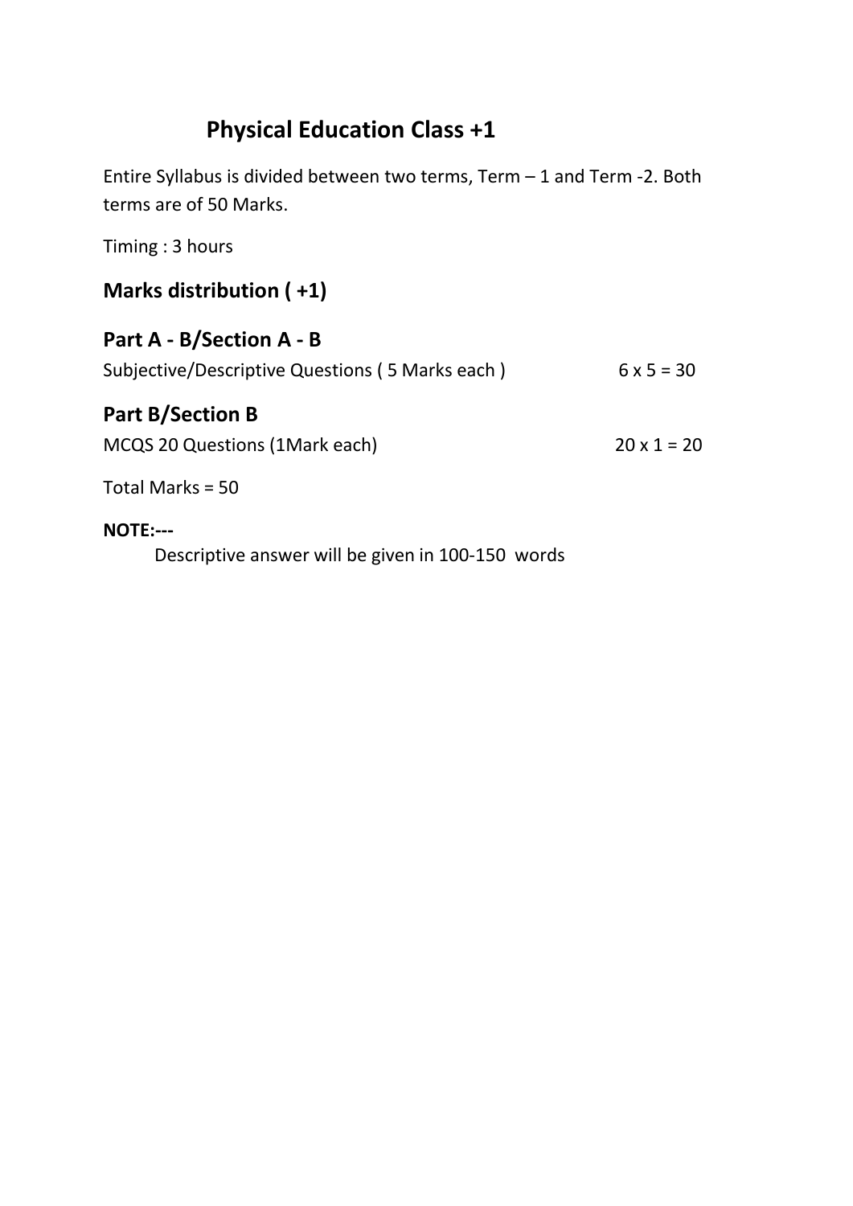# Physical Education Class +1

Entire Syllabus is divided between two terms, Term – 1 and Term -2. Both terms are of 50 Marks.

Timing : 3 hours

## Marks distribution ( +1)

## Part A - B/Section A - B

Subjective/Descriptive Questions ( 5 Marks each )  6 x 5 = 30

## Part B/Section B

MCQS 20 Questions (1Mark each)  20 x 1 = 20

Total Marks = 50

**NOTE:---**

Descriptive answer will be given in 100-150 words